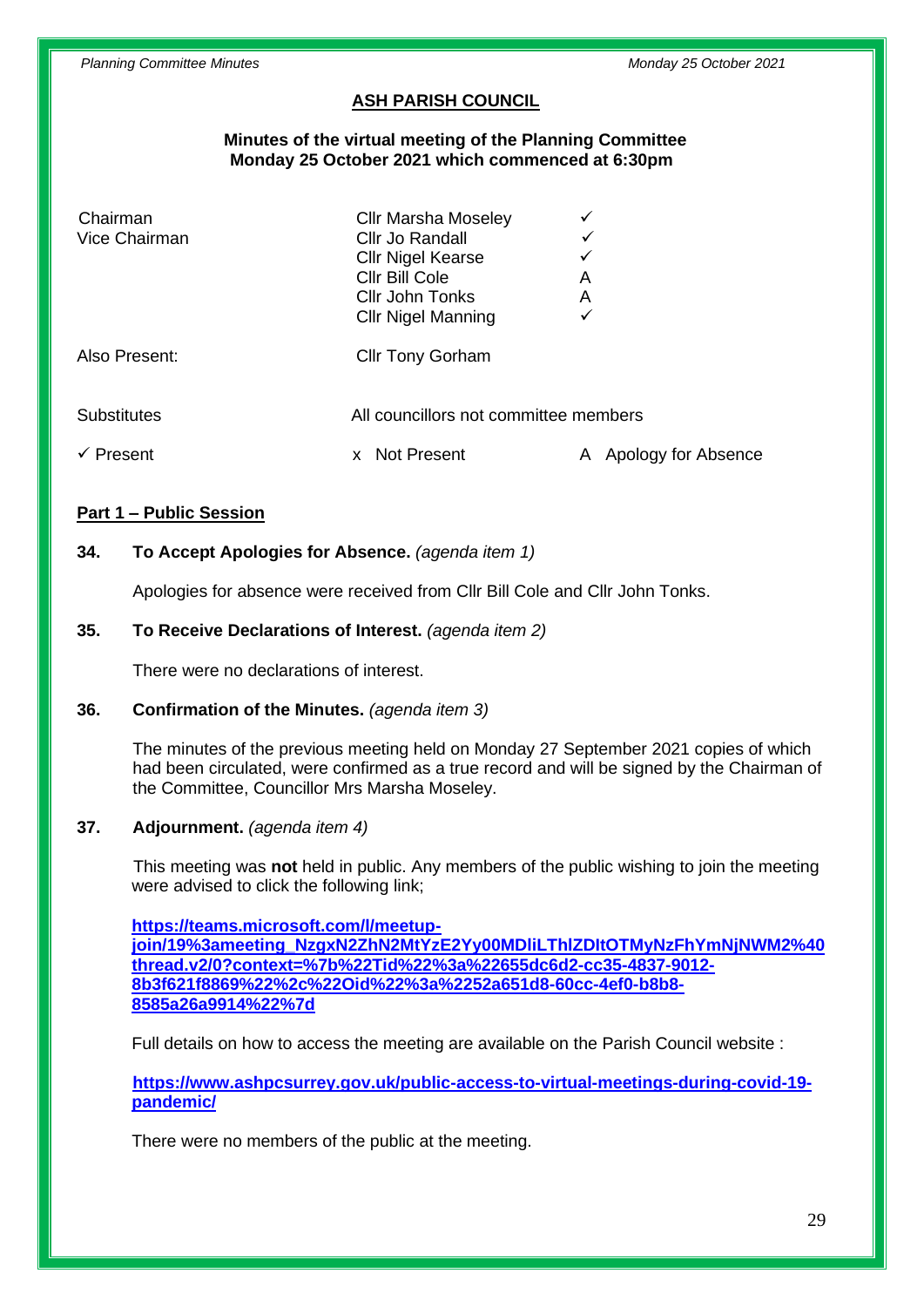# ASH PARISH COUNCIL

**Minutes of the virtual meeting of the Planning Committee**
**Monday 25 October 2021 which commenced at 6:30pm**

| | | |
|---|---|---|
| Chairman | Cllr Marsha Moseley | ✓ |
| Vice Chairman | Cllr Jo Randall | ✓ |
| | Cllr Nigel Kearse | ✓ |
| | Cllr Bill Cole | A |
| | Cllr John Tonks | A |
| | Cllr Nigel Manning | ✓ |
| Also Present: | Cllr Tony Gorham | |
| Substitutes | All councillors not committee members | |
| ✓ Present | x Not Present | A Apology for Absence |

## Part 1 – Public Session

**34. To Accept Apologies for Absence.** *(agenda item 1)*

Apologies for absence were received from Cllr Bill Cole and Cllr John Tonks.

**35. To Receive Declarations of Interest.** *(agenda item 2)*

There were no declarations of interest.

**36. Confirmation of the Minutes.** *(agenda item 3)*

The minutes of the previous meeting held on Monday 27 September 2021 copies of which had been circulated, were confirmed as a true record and will be signed by the Chairman of the Committee, Councillor Mrs Marsha Moseley.

**37. Adjournment.** *(agenda item 4)*

This meeting was **not** held in public. Any members of the public wishing to join the meeting were advised to click the following link;

**https://teams.microsoft.com/l/meetup-join/19%3ameeting_NzgxN2ZhN2MtYzE2Yy00MDliLThlZDItOTMyNzFhYmNjNWM2%40thread.v2/0?context=%7b%22Tid%22%3a%22655dc6d2-cc35-4837-9012-8b3f621f8869%22%2c%22Oid%22%3a%2252a651d8-60cc-4ef0-b8b8-8585a26a9914%22%7d**

Full details on how to access the meeting are available on the Parish Council website :

**https://www.ashpcsurrey.gov.uk/public-access-to-virtual-meetings-during-covid-19-pandemic/**

There were no members of the public at the meeting.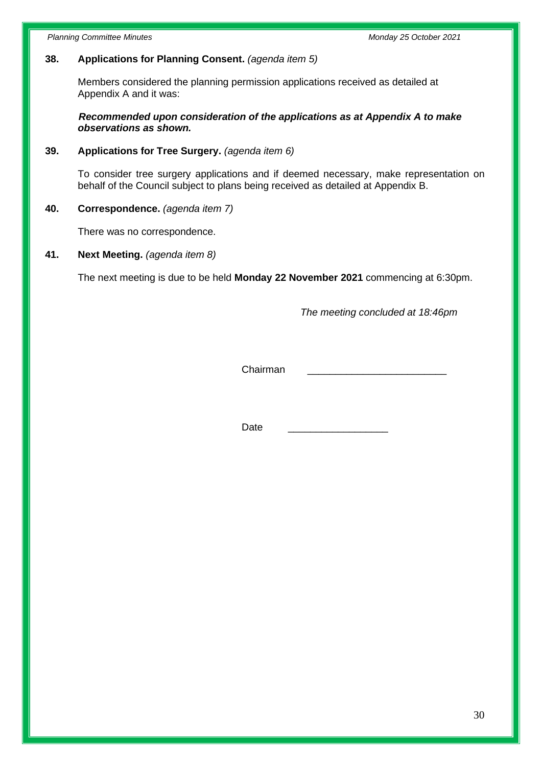**38. Applications for Planning Consent.** *(agenda item 5)*

Members considered the planning permission applications received as detailed at Appendix A and it was:

***Recommended upon consideration of the applications as at Appendix A to make observations as shown.***

**39. Applications for Tree Surgery.** *(agenda item 6)*

To consider tree surgery applications and if deemed necessary, make representation on behalf of the Council subject to plans being received as detailed at Appendix B.

**40. Correspondence.** *(agenda item 7)*

There was no correspondence.

**41. Next Meeting.** *(agenda item 8)*

The next meeting is due to be held **Monday 22 November 2021** commencing at 6:30pm.

*The meeting concluded at 18:46pm*

Chairman \_\_\_\_\_\_\_\_\_\_\_\_\_\_\_\_\_\_\_\_\_\_\_\_\_

Date \_\_\_\_\_\_\_\_\_\_\_\_\_\_\_\_\_\_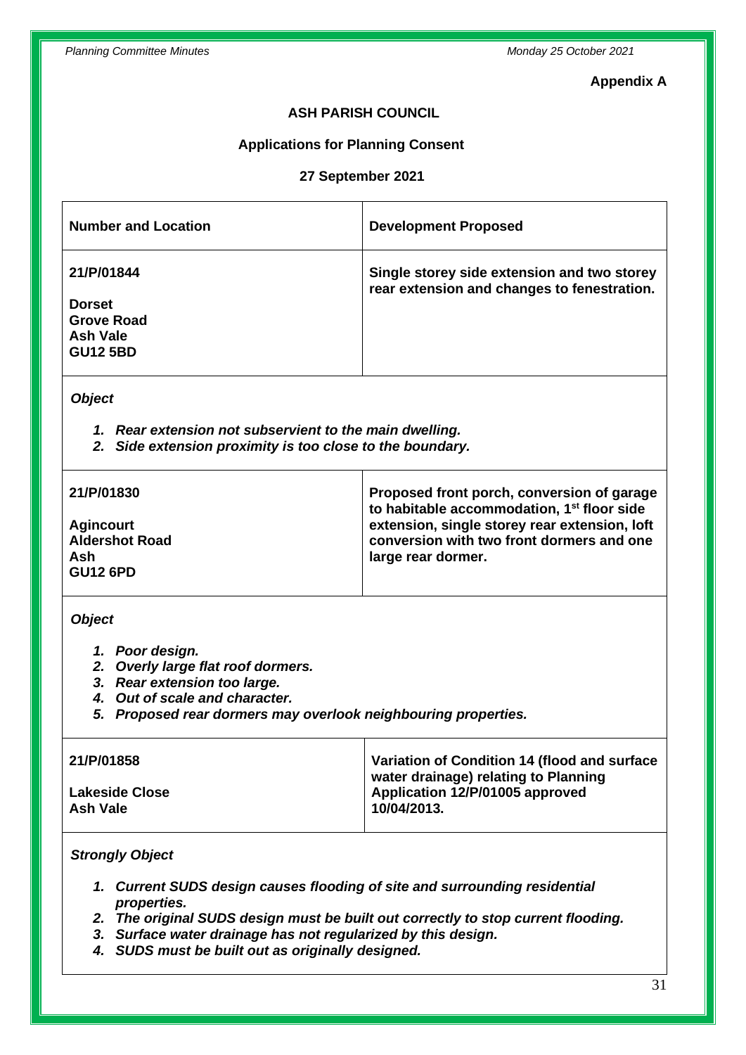**Appendix A**

**ASH PARISH COUNCIL**

**Applications for Planning Consent**

**27 September 2021**

| Number and Location | Development Proposed |
|---|---|
| **21/P/01844**<br><br>**Dorset**<br>**Grove Road**<br>**Ash Vale**<br>**GU12 5BD** | **Single storey side extension and two storey rear extension and changes to fenestration.** |

***Object***

1. ***Rear extension not subservient to the main dwelling.***
2. ***Side extension proximity is too close to the boundary.***

| Number and Location | Development Proposed |
|---|---|
| **21/P/01830**<br><br>**Agincourt**<br>**Aldershot Road**<br>**Ash**<br>**GU12 6PD** | **Proposed front porch, conversion of garage to habitable accommodation, 1st floor side extension, single storey rear extension, loft conversion with two front dormers and one large rear dormer.** |

***Object***

1. ***Poor design.***
2. ***Overly large flat roof dormers.***
3. ***Rear extension too large.***
4. ***Out of scale and character.***
5. ***Proposed rear dormers may overlook neighbouring properties.***

| Number and Location | Development Proposed |
|---|---|
| **21/P/01858**<br><br>**Lakeside Close**<br>**Ash Vale** | **Variation of Condition 14 (flood and surface water drainage) relating to Planning Application 12/P/01005 approved 10/04/2013.** |

***Strongly Object***

1. ***Current SUDS design causes flooding of site and surrounding residential properties.***
2. ***The original SUDS design must be built out correctly to stop current flooding.***
3. ***Surface water drainage has not regularized by this design.***
4. ***SUDS must be built out as originally designed.***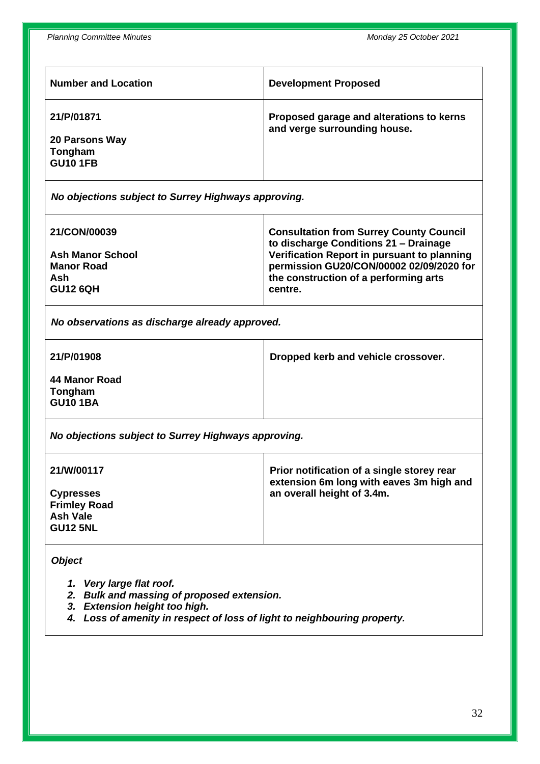| **Number and Location** | **Development Proposed** |
|---|---|
| **21/P/01871**<br><br>**20 Parsons Way**<br>**Tongham**<br>**GU10 1FB** | **Proposed garage and alterations to kerns and verge surrounding house.** |
| ***No objections subject to Surrey Highways approving.*** | |
| **21/CON/00039**<br><br>**Ash Manor School**<br>**Manor Road**<br>**Ash**<br>**GU12 6QH** | **Consultation from Surrey County Council to discharge Conditions 21 – Drainage Verification Report in pursuant to planning permission GU20/CON/00002 02/09/2020 for the construction of a performing arts centre.** |
| ***No observations as discharge already approved.*** | |
| **21/P/01908**<br><br>**44 Manor Road**<br>**Tongham**<br>**GU10 1BA** | **Dropped kerb and vehicle crossover.** |
| ***No objections subject to Surrey Highways approving.*** | |
| **21/W/00117**<br><br>**Cypresses**<br>**Frimley Road**<br>**Ash Vale**<br>**GU12 5NL** | **Prior notification of a single storey rear extension 6m long with eaves 3m high and an overall height of 3.4m.** |
| ***Object***<br><br>***1. Very large flat roof.***<br>***2. Bulk and massing of proposed extension.***<br>***3. Extension height too high.***<br>***4. Loss of amenity in respect of loss of light to neighbouring property.*** | |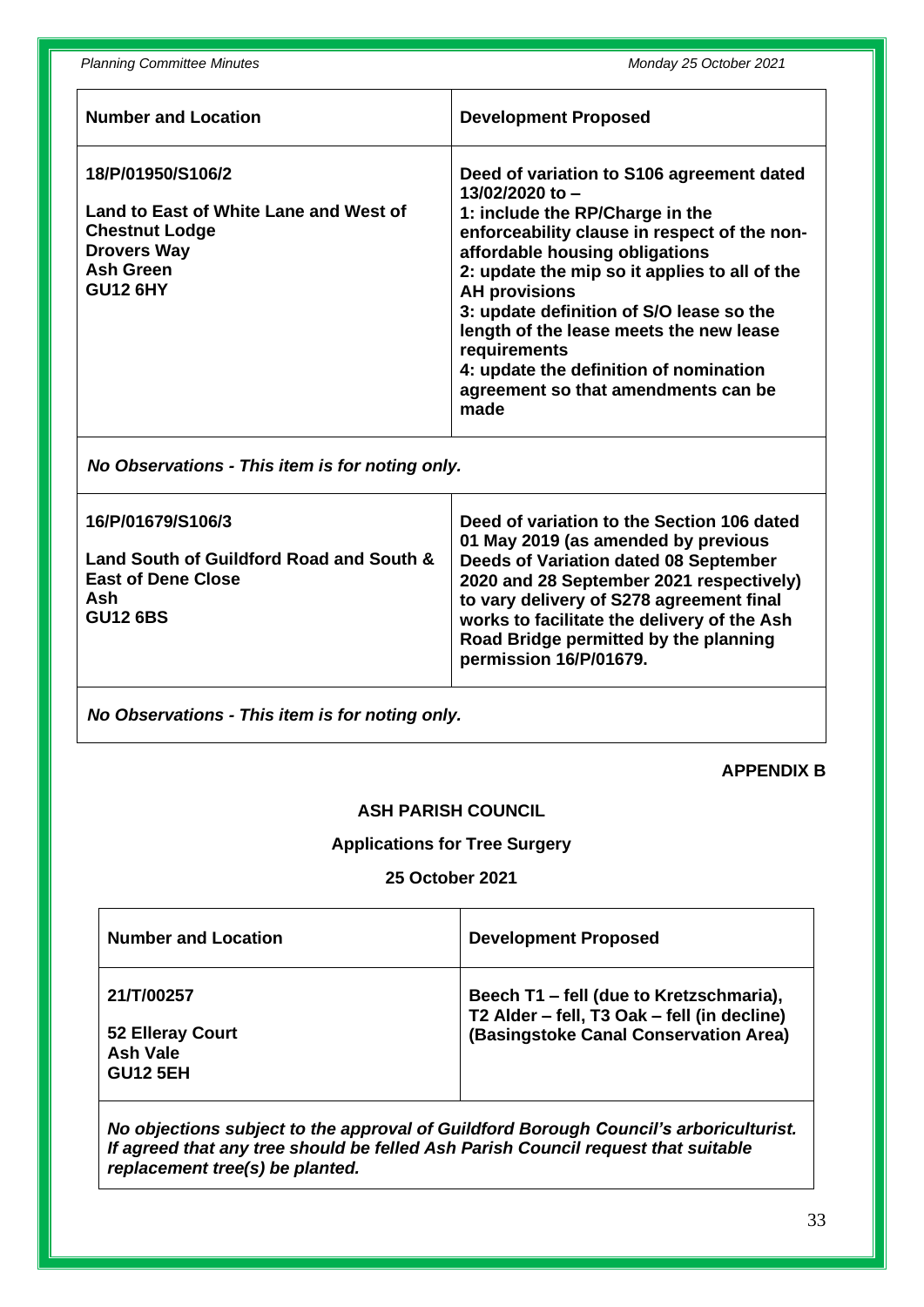| Number and Location | Development Proposed |
|---|---|
| **18/P/01950/S106/2**<br><br>**Land to East of White Lane and West of Chestnut Lodge**<br>**Drovers Way**<br>**Ash Green**<br>**GU12 6HY** | **Deed of variation to S106 agreement dated 13/02/2020 –**<br>**1: include the RP/Charge in the enforceability clause in respect of the non-affordable housing obligations**<br>**2: update the mip so it applies to all of the AH provisions**<br>**3: update definition of S/O lease so the length of the lease meets the new lease requirements**<br>**4: update the definition of nomination agreement so that amendments can be made** |
| ***No Observations - This item is for noting only.*** | |
| **16/P/01679/S106/3**<br><br>**Land South of Guildford Road and South & East of Dene Close**<br>**Ash**<br>**GU12 6BS** | **Deed of variation to the Section 106 dated 01 May 2019 (as amended by previous Deeds of Variation dated 08 September 2020 and 28 September 2021 respectively) to vary delivery of S278 agreement final works to facilitate the delivery of the Ash Road Bridge permitted by the planning permission 16/P/01679.** |
| ***No Observations - This item is for noting only.*** | |

**APPENDIX B**

## ASH PARISH COUNCIL

### Applications for Tree Surgery

### 25 October 2021

| Number and Location | Development Proposed |
|---|---|
| **21/T/00257**<br><br>**52 Elleray Court**<br>**Ash Vale**<br>**GU12 5EH** | **Beech T1 – fell (due to Kretzschmaria), T2 Alder – fell, T3 Oak – fell (in decline) (Basingstoke Canal Conservation Area)** |
| ***No objections subject to the approval of Guildford Borough Council's arboriculturist. If agreed that any tree should be felled Ash Parish Council request that suitable replacement tree(s) be planted.*** | |